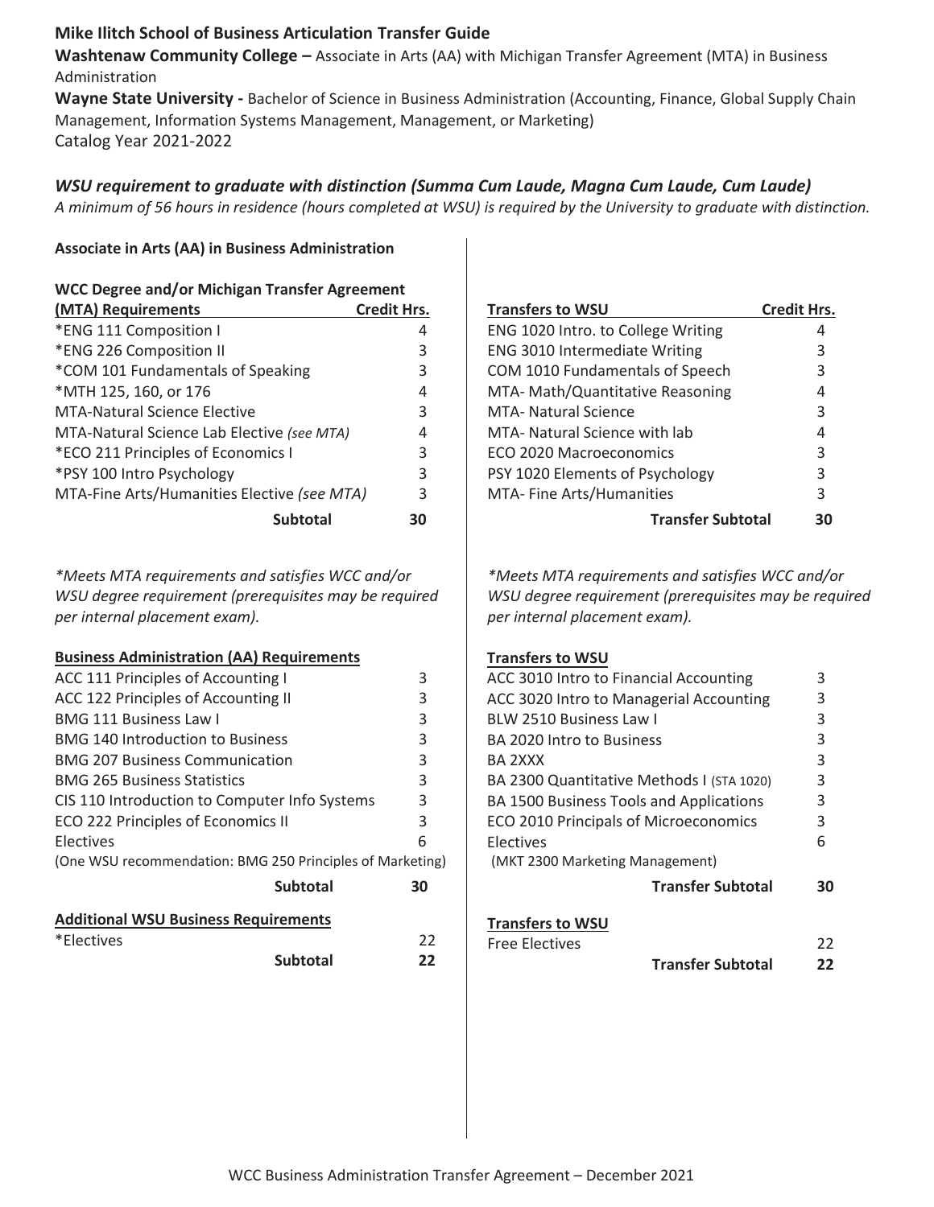**Mike Ilitch School of Business Articulation Transfer Guide**

**Washtenaw Community College –** Associate in Arts (AA) with Michigan Transfer Agreement (MTA) in Business Administration

**Wayne State University -** Bachelor of Science in Business Administration (Accounting, Finance, Global Supply Chain Management, Information Systems Management, Management, or Marketing)

Catalog Year 2021-2022

***WSU requirement to graduate with distinction (Summa Cum Laude, Magna Cum Laude, Cum Laude)***

*A minimum of 56 hours in residence (hours completed at WSU) is required by the University to graduate with distinction.*

**Associate in Arts (AA) in Business Administration**

| WCC Degree and/or Michigan Transfer Agreement (MTA) Requirements | Credit Hrs. | Transfers to WSU | Credit Hrs. |
|---|---|---|---|
| *ENG 111 Composition I | 4 | ENG 1020 Intro. to College Writing | 4 |
| *ENG 226 Composition II | 3 | ENG 3010 Intermediate Writing | 3 |
| *COM 101 Fundamentals of Speaking | 3 | COM 1010 Fundamentals of Speech | 3 |
| *MTH 125, 160, or 176 | 4 | MTA- Math/Quantitative Reasoning | 4 |
| MTA-Natural Science Elective | 3 | MTA- Natural Science | 3 |
| MTA-Natural Science Lab Elective *(see MTA)* | 4 | MTA- Natural Science with lab | 4 |
| *ECO 211 Principles of Economics I | 3 | ECO 2020 Macroeconomics | 3 |
| *PSY 100 Intro Psychology | 3 | PSY 1020 Elements of Psychology | 3 |
| MTA-Fine Arts/Humanities Elective *(see MTA)* | 3 | MTA- Fine Arts/Humanities | 3 |
| **Subtotal** | **30** | **Transfer Subtotal** | **30** |

*\*Meets MTA requirements and satisfies WCC and/or WSU degree requirement (prerequisites may be required per internal placement exam).*

| Business Administration (AA) Requirements | | Transfers to WSU | |
|---|---|---|---|
| ACC 111 Principles of Accounting I | 3 | ACC 3010 Intro to Financial Accounting | 3 |
| ACC 122 Principles of Accounting II | 3 | ACC 3020 Intro to Managerial Accounting | 3 |
| BMG 111 Business Law I | 3 | BLW 2510 Business Law I | 3 |
| BMG 140 Introduction to Business | 3 | BA 2020 Intro to Business | 3 |
| BMG 207 Business Communication | 3 | BA 2XXX | 3 |
| BMG 265 Business Statistics | 3 | BA 2300 Quantitative Methods I (STA 1020) | 3 |
| CIS 110 Introduction to Computer Info Systems | 3 | BA 1500 Business Tools and Applications | 3 |
| ECO 222 Principles of Economics II | 3 | ECO 2010 Principals of Microeconomics | 3 |
| Electives | 6 | Electives | 6 |
| (One WSU recommendation: BMG 250 Principles of Marketing) | | (MKT 2300 Marketing Management) | |
| **Subtotal** | **30** | **Transfer Subtotal** | **30** |

| Additional WSU Business Requirements | | Transfers to WSU | |
|---|---|---|---|
| *Electives | 22 | Free Electives | 22 |
| **Subtotal** | **22** | **Transfer Subtotal** | **22** |

WCC Business Administration Transfer Agreement – December 2021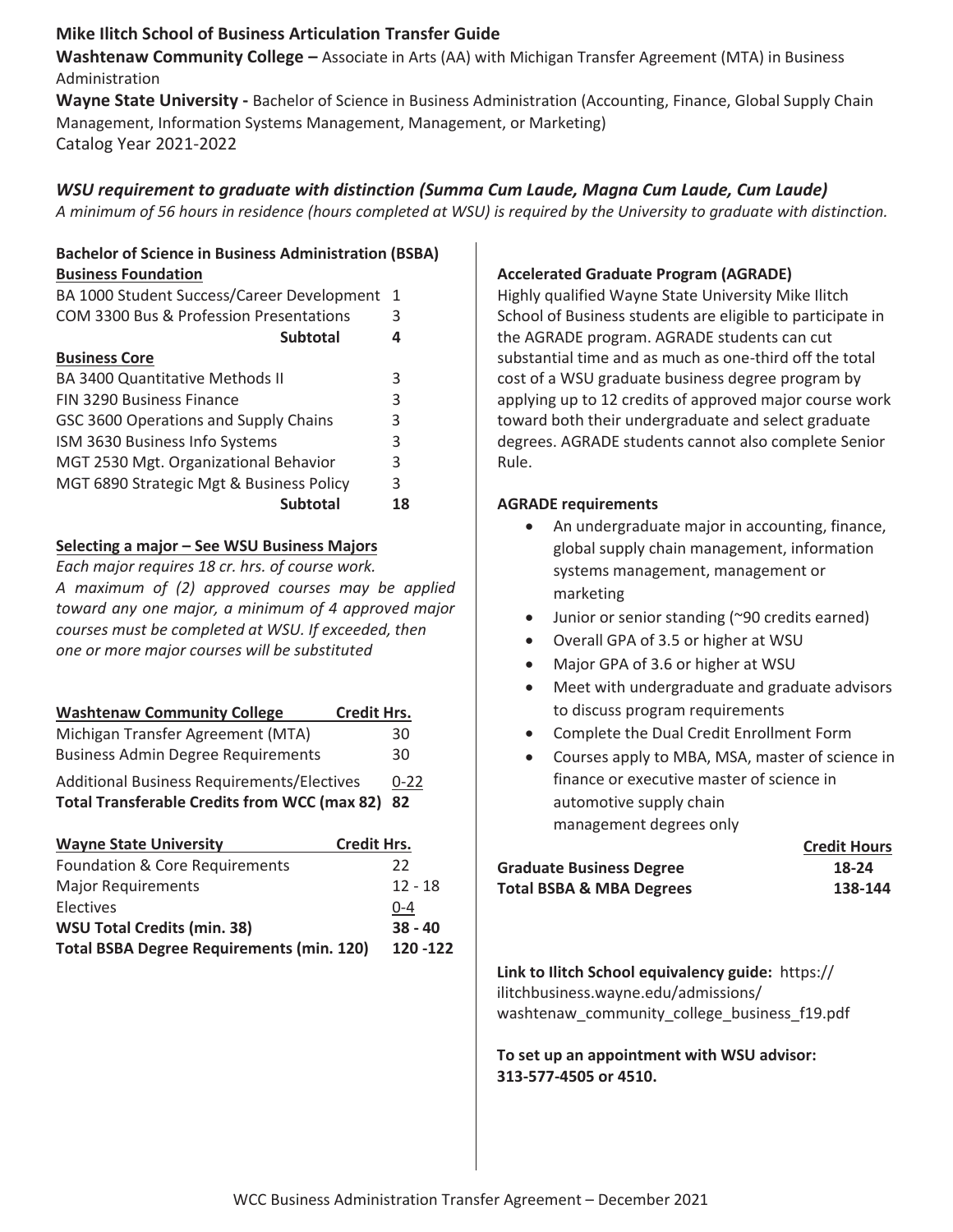## Mike Ilitch School of Business Articulation Transfer Guide

**Washtenaw Community College –** Associate in Arts (AA) with Michigan Transfer Agreement (MTA) in Business Administration

**Wayne State University -** Bachelor of Science in Business Administration (Accounting, Finance, Global Supply Chain Management, Information Systems Management, Management, or Marketing)

Catalog Year 2021-2022

### *WSU requirement to graduate with distinction (Summa Cum Laude, Magna Cum Laude, Cum Laude)*

*A minimum of 56 hours in residence (hours completed at WSU) is required by the University to graduate with distinction.*

### Bachelor of Science in Business Administration (BSBA)

**Business Foundation**

| Course | Credits |
|---|---|
| BA 1000 Student Success/Career Development | 1 |
| COM 3300 Bus & Profession Presentations | 3 |
| **Subtotal** | **4** |

**Business Core**

| Course | Credits |
|---|---|
| BA 3400 Quantitative Methods II | 3 |
| FIN 3290 Business Finance | 3 |
| GSC 3600 Operations and Supply Chains | 3 |
| ISM 3630 Business Info Systems | 3 |
| MGT 2530 Mgt. Organizational Behavior | 3 |
| MGT 6890 Strategic Mgt & Business Policy | 3 |
| **Subtotal** | **18** |

**Selecting a major – See WSU Business Majors**

*Each major requires 18 cr. hrs. of course work.*

*A maximum of (2) approved courses may be applied toward any one major, a minimum of 4 approved major courses must be completed at WSU. If exceeded, then one or more major courses will be substituted*

| Washtenaw Community College | Credit Hrs. |
|---|---|
| Michigan Transfer Agreement (MTA) | 30 |
| Business Admin Degree Requirements | 30 |
| Additional Business Requirements/Electives | 0-22 |
| **Total Transferable Credits from WCC (max 82)** | **82** |

| Wayne State University | Credit Hrs. |
|---|---|
| Foundation & Core Requirements | 22 |
| Major Requirements | 12 - 18 |
| Electives | 0-4 |
| **WSU Total Credits (min. 38)** | **38 - 40** |
| **Total BSBA Degree Requirements (min. 120)** | **120 -122** |

### Accelerated Graduate Program (AGRADE)

Highly qualified Wayne State University Mike Ilitch School of Business students are eligible to participate in the AGRADE program. AGRADE students can cut substantial time and as much as one-third off the total cost of a WSU graduate business degree program by applying up to 12 credits of approved major course work toward both their undergraduate and select graduate degrees. AGRADE students cannot also complete Senior Rule.

**AGRADE requirements**

- An undergraduate major in accounting, finance, global supply chain management, information systems management, management or marketing
- Junior or senior standing (~90 credits earned)
- Overall GPA of 3.5 or higher at WSU
- Major GPA of 3.6 or higher at WSU
- Meet with undergraduate and graduate advisors to discuss program requirements
- Complete the Dual Credit Enrollment Form
- Courses apply to MBA, MSA, master of science in finance or executive master of science in automotive supply chain management degrees only

| | Credit Hours |
|---|---|
| **Graduate Business Degree** | **18-24** |
| **Total BSBA & MBA Degrees** | **138-144** |

**Link to Ilitch School equivalency guide:** https://ilitchbusiness.wayne.edu/admissions/washtenaw_community_college_business_f19.pdf

**To set up an appointment with WSU advisor: 313-577-4505 or 4510.**

WCC Business Administration Transfer Agreement – December 2021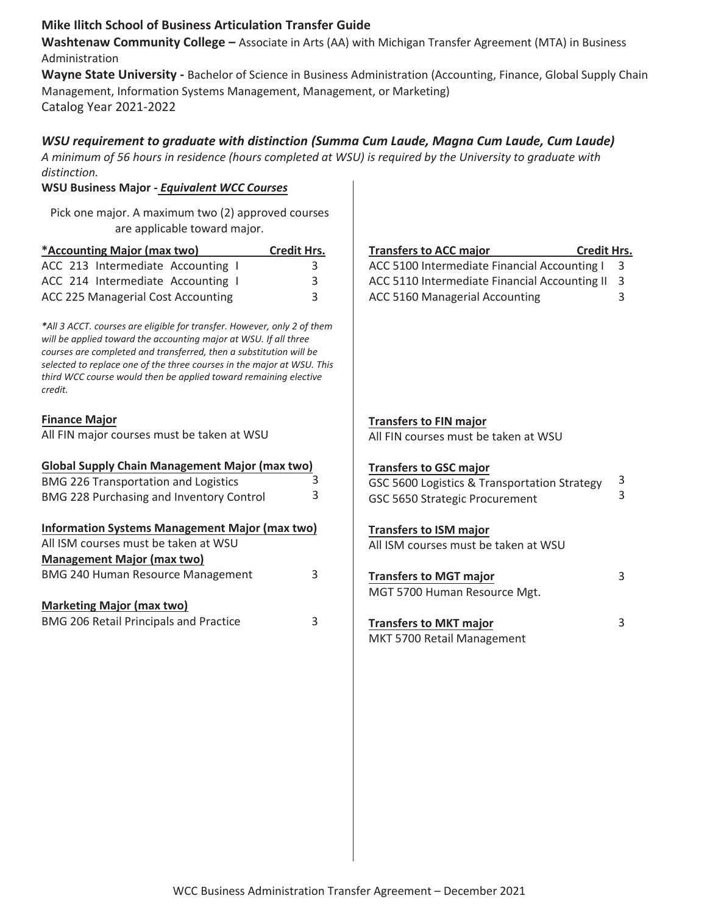**Mike Ilitch School of Business Articulation Transfer Guide**

**Washtenaw Community College –** Associate in Arts (AA) with Michigan Transfer Agreement (MTA) in Business Administration

**Wayne State University -** Bachelor of Science in Business Administration (Accounting, Finance, Global Supply Chain Management, Information Systems Management, Management, or Marketing)

Catalog Year 2021-2022

### *WSU requirement to graduate with distinction (Summa Cum Laude, Magna Cum Laude, Cum Laude)*

*A minimum of 56 hours in residence (hours completed at WSU) is required by the University to graduate with distinction.*

**WSU Business Major - *Equivalent WCC Courses***

Pick one major. A maximum two (2) approved courses are applicable toward major.

| *Accounting Major (max two) | Credit Hrs. | Transfers to ACC major | Credit Hrs. |
|---|---|---|---|
| ACC 213 Intermediate Accounting I | 3 | ACC 5100 Intermediate Financial Accounting I | 3 |
| ACC 214 Intermediate Accounting I | 3 | ACC 5110 Intermediate Financial Accounting II | 3 |
| ACC 225 Managerial Cost Accounting | 3 | ACC 5160 Managerial Accounting | 3 |

*\*All 3 ACCT. courses are eligible for transfer. However, only 2 of them will be applied toward the accounting major at WSU. If all three courses are completed and transferred, then a substitution will be selected to replace one of the three courses in the major at WSU. This third WCC course would then be applied toward remaining elective credit.*

**Finance Major**

All FIN major courses must be taken at WSU

**Transfers to FIN major**

All FIN courses must be taken at WSU

| Global Supply Chain Management Major (max two) | | Transfers to GSC major | |
|---|---|---|---|
| BMG 226 Transportation and Logistics | 3 | GSC 5600 Logistics & Transportation Strategy | 3 |
| BMG 228 Purchasing and Inventory Control | 3 | GSC 5650 Strategic Procurement | 3 |

**Information Systems Management Major (max two)**

All ISM courses must be taken at WSU

**Transfers to ISM major**

All ISM courses must be taken at WSU

| Management Major (max two) | | Transfers to MGT major | |
|---|---|---|---|
| BMG 240 Human Resource Management | 3 | MGT 5700 Human Resource Mgt. | 3 |

| Marketing Major (max two) | | Transfers to MKT major | |
|---|---|---|---|
| BMG 206 Retail Principals and Practice | 3 | MKT 5700 Retail Management | 3 |

WCC Business Administration Transfer Agreement – December 2021